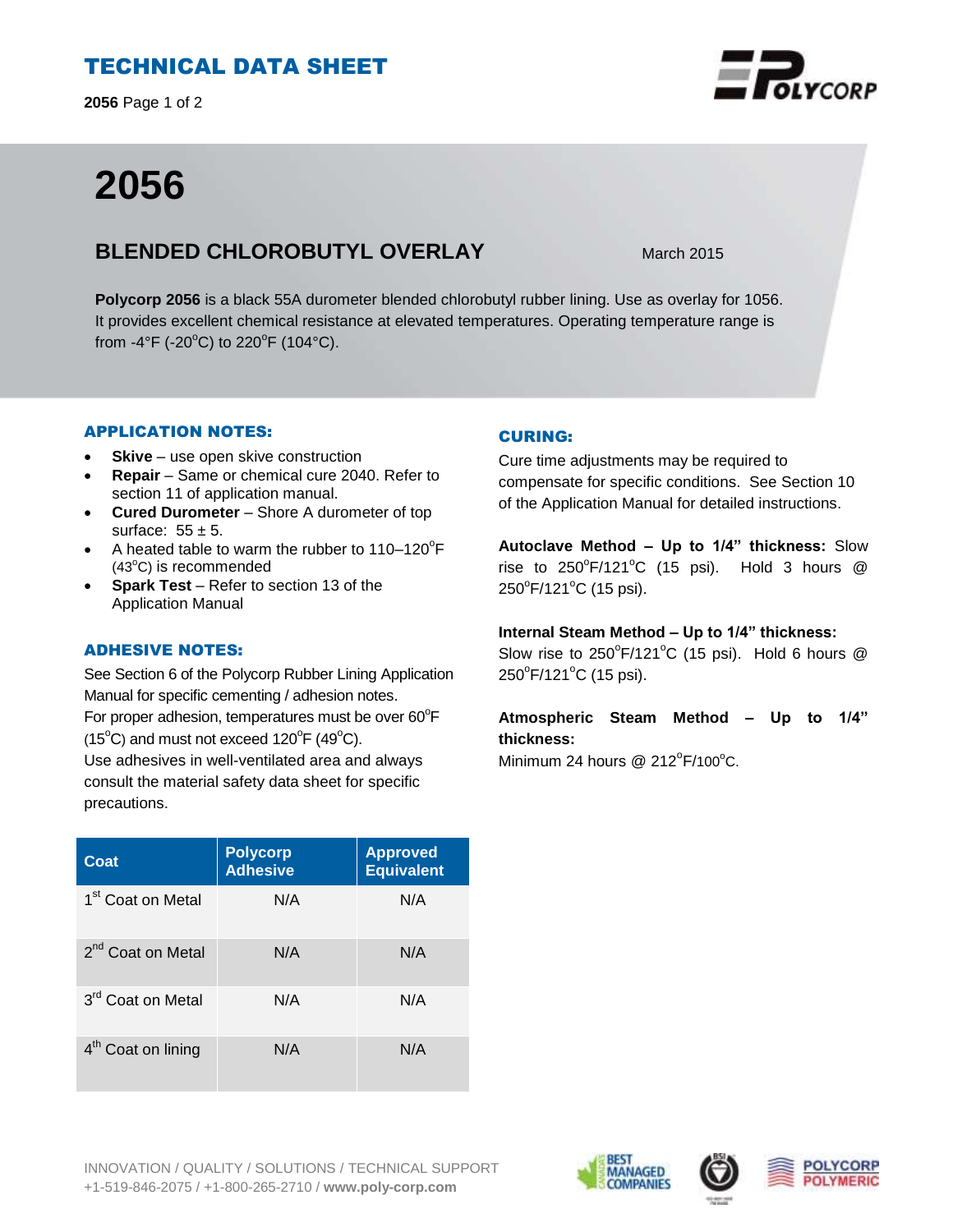# TECHNICAL DATA SHEET

# 2056

## BLENDED CHLOROBUTYL OVERLAY

March 2015

**Polycorp 2056** is a black 55A durometer blended chlorobutyl rubber lining. Use as overlay for 1056. It provides excellent chemical resistance at elevated temperatures. Operating temperature range is from -4°F (-20°C) to 220°F (104°C).

### APPLICATION NOTES:

- **Skive** – use open skive construction
- **Repair** – Same or chemical cure 2040. Refer to section 11 of application manual.
- **Cured Durometer** – Shore A durometer of top surface: 55 ± 5.
- A heated table to warm the rubber to 110–120°F (43°C) is recommended
- **Spark Test** – Refer to section 13 of the Application Manual

### ADHESIVE NOTES:

See Section 6 of the Polycorp Rubber Lining Application Manual for specific cementing / adhesion notes.
For proper adhesion, temperatures must be over 60°F (15°C) and must not exceed 120°F (49°C).
Use adhesives in well-ventilated area and always consult the material safety data sheet for specific precautions.

| Coat | Polycorp Adhesive | Approved Equivalent |
|---|---|---|
| 1st Coat on Metal | N/A | N/A |
| 2nd Coat on Metal | N/A | N/A |
| 3rd Coat on Metal | N/A | N/A |
| 4th Coat on lining | N/A | N/A |

### CURING:

Cure time adjustments may be required to compensate for specific conditions. See Section 10 of the Application Manual for detailed instructions.

**Autoclave Method – Up to 1/4" thickness:** Slow rise to 250°F/121°C (15 psi). Hold 3 hours @ 250°F/121°C (15 psi).

**Internal Steam Method – Up to 1/4" thickness:** Slow rise to 250°F/121°C (15 psi). Hold 6 hours @ 250°F/121°C (15 psi).

**Atmospheric Steam Method – Up to 1/4" thickness:**
Minimum 24 hours @ 212°F/100°C.

INNOVATION / QUALITY / SOLUTIONS / TECHNICAL SUPPORT
+1-519-846-2075 / +1-800-265-2710 / **www.poly-corp.com**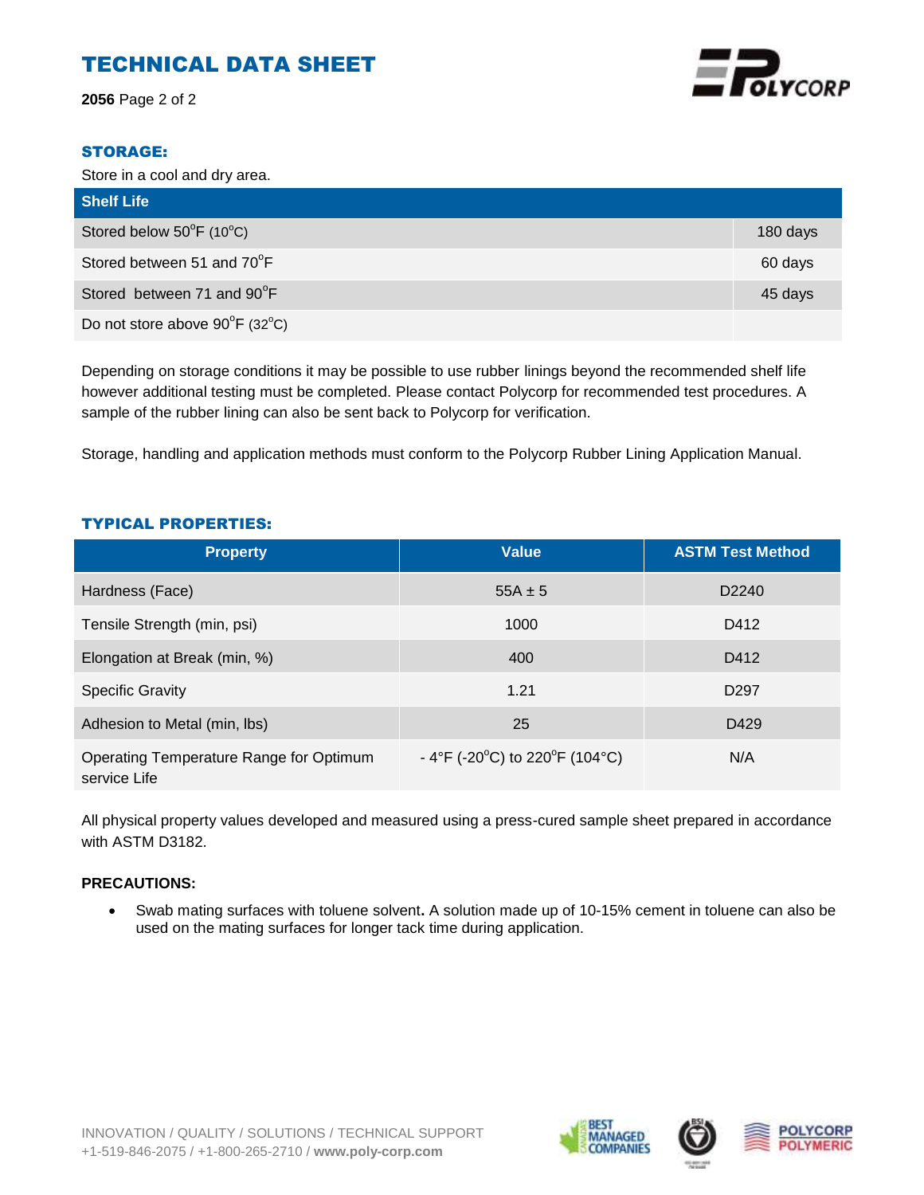### STORAGE:

Store in a cool and dry area.

| Shelf Life | |
|---|---|
| Stored below 50°F (10°C) | 180 days |
| Stored between 51 and 70°F | 60 days |
| Stored between 71 and 90°F | 45 days |
| Do not store above 90°F (32°C) | |

Depending on storage conditions it may be possible to use rubber linings beyond the recommended shelf life however additional testing must be completed. Please contact Polycorp for recommended test procedures. A sample of the rubber lining can also be sent back to Polycorp for verification.

Storage, handling and application methods must conform to the Polycorp Rubber Lining Application Manual.

### TYPICAL PROPERTIES:

| Property | Value | ASTM Test Method |
|---|---|---|
| Hardness (Face) | 55A ± 5 | D2240 |
| Tensile Strength (min, psi) | 1000 | D412 |
| Elongation at Break (min, %) | 400 | D412 |
| Specific Gravity | 1.21 | D297 |
| Adhesion to Metal (min, lbs) | 25 | D429 |
| Operating Temperature Range for Optimum service Life | - 4°F (-20°C) to 220°F (104°C) | N/A |

All physical property values developed and measured using a press-cured sample sheet prepared in accordance with ASTM D3182.

**PRECAUTIONS:**

- Swab mating surfaces with toluene solvent**.** A solution made up of 10-15% cement in toluene can also be used on the mating surfaces for longer tack time during application.